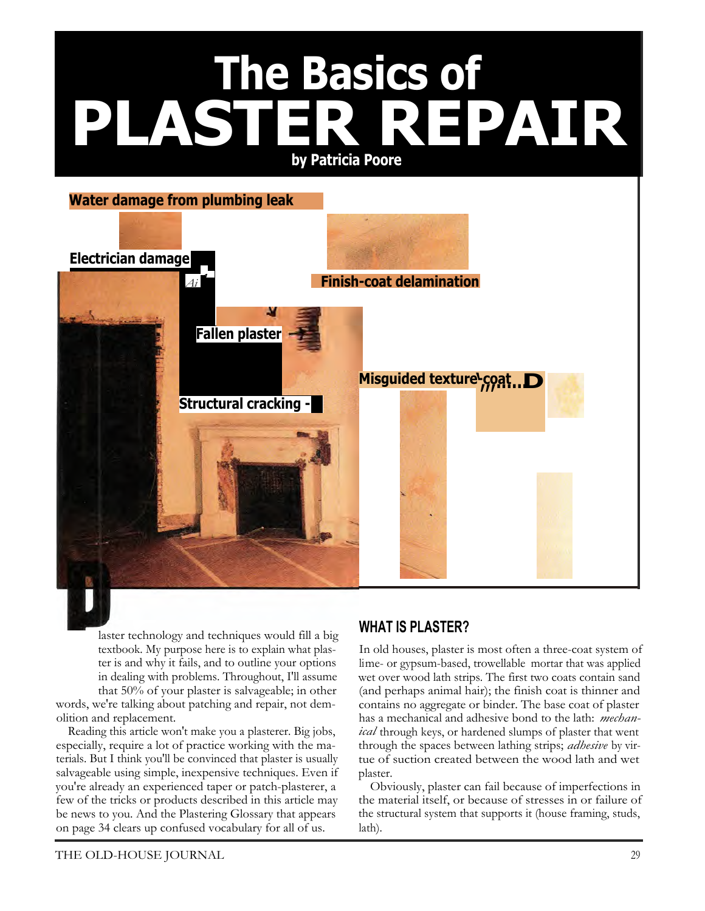# The Basics of PLASTER REPAIR

**by Patricia Poore**

Water damage from plumbing leak

Electrician damage

Finish-coat delamination

Fallen plaster

Misguided texture coat

Structural cracking

Plaster technology and techniques would fill a big textbook. My purpose here is to explain what plaster is and why it fails, and to outline your options in dealing with problems. Throughout, I'll assume that 50% of your plaster is salvageable; in other words, we're talking about patching and repair, not demolition and replacement.

Reading this article won't make you a plasterer. Big jobs, especially, require a lot of practice working with the materials. But I think you'll be convinced that plaster is usually salvageable using simple, inexpensive techniques. Even if you're already an experienced taper or patch-plasterer, a few of the tricks or products described in this article may be news to you. And the Plastering Glossary that appears on page 34 clears up confused vocabulary for all of us.

## WHAT IS PLASTER?

In old houses, plaster is most often a three-coat system of lime- or gypsum-based, trowellable mortar that was applied wet over wood lath strips. The first two coats contain sand (and perhaps animal hair); the finish coat is thinner and contains no aggregate or binder. The base coat of plaster has a mechanical and adhesive bond to the lath: *mechanical* through keys, or hardened slumps of plaster that went through the spaces between lathing strips; *adhesive* by virtue of suction created between the wood lath and wet plaster.

Obviously, plaster can fail because of imperfections in the material itself, or because of stresses in or failure of the structural system that supports it (house framing, studs, lath).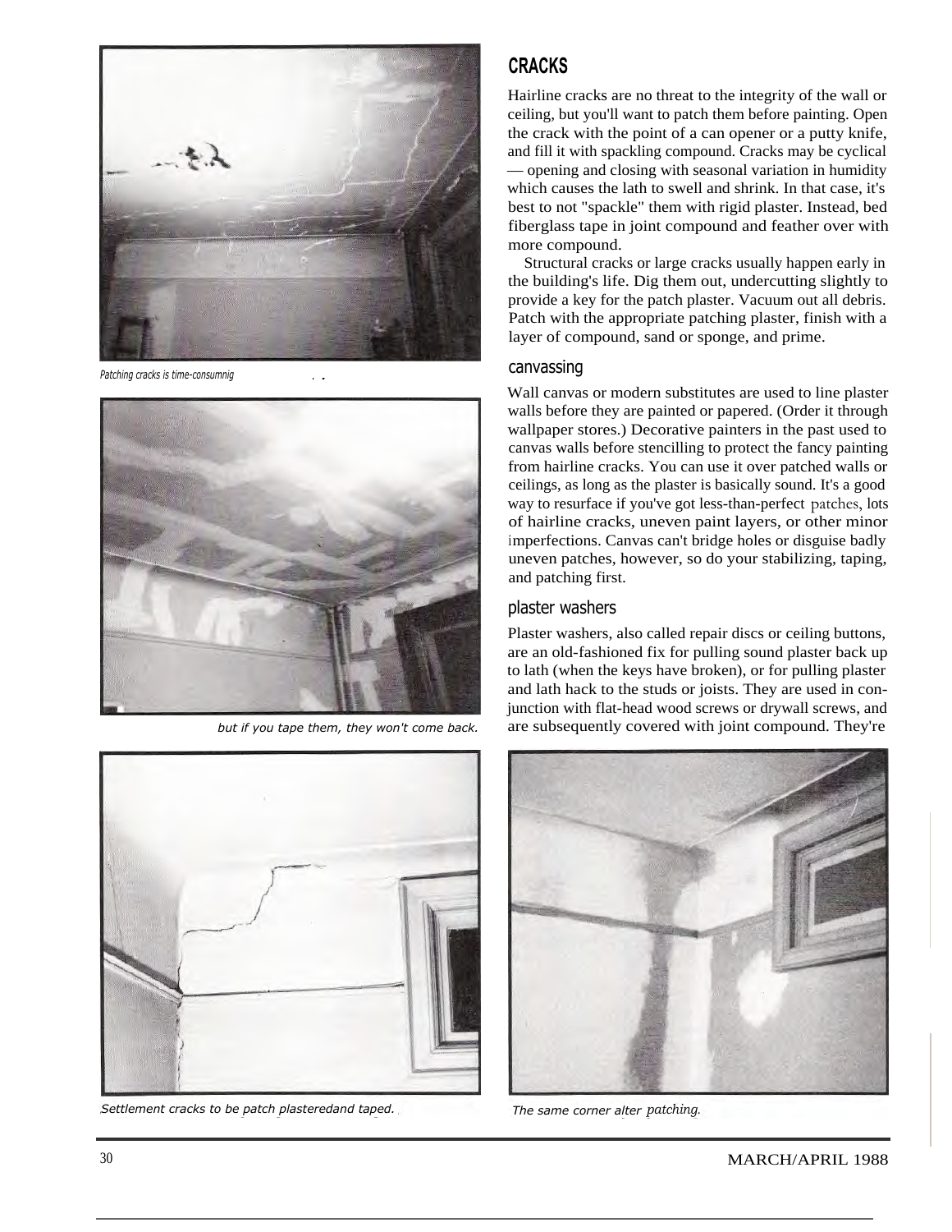## CRACKS

Hairline cracks are no threat to the integrity of the wall or ceiling, but you'll want to patch them before painting. Open the crack with the point of a can opener or a putty knife, and fill it with spackling compound. Cracks may be cyclical — opening and closing with seasonal variation in humidity which causes the lath to swell and shrink. In that case, it's best to not "spackle" them with rigid plaster. Instead, bed fiberglass tape in joint compound and feather over with more compound.

Structural cracks or large cracks usually happen early in the building's life. Dig them out, undercutting slightly to provide a key for the patch plaster. Vacuum out all debris. Patch with the appropriate patching plaster, finish with a layer of compound, sand or sponge, and prime.

### canvassing

Wall canvas or modern substitutes are used to line plaster walls before they are painted or papered. (Order it through wallpaper stores.) Decorative painters in the past used to canvas walls before stencilling to protect the fancy painting from hairline cracks. You can use it over patched walls or ceilings, as long as the plaster is basically sound. It's a good way to resurface if you've got less-than-perfect patches, lots of hairline cracks, uneven paint layers, or other minor imperfections. Canvas can't bridge holes or disguise badly uneven patches, however, so do your stabilizing, taping, and patching first.

### plaster washers

Plaster washers, also called repair discs or ceiling buttons, are an old-fashioned fix for pulling sound plaster back up to lath (when the keys have broken), or for pulling plaster and lath hack to the studs or joists. They are used in conjunction with flat-head wood screws or drywall screws, and are subsequently covered with joint compound. They're

*Patching cracks is time-consumnig*

*but if you tape them, they won't come back.*

*Settlement cracks to be patch plasteredand taped.*

*The same corner alter patching.*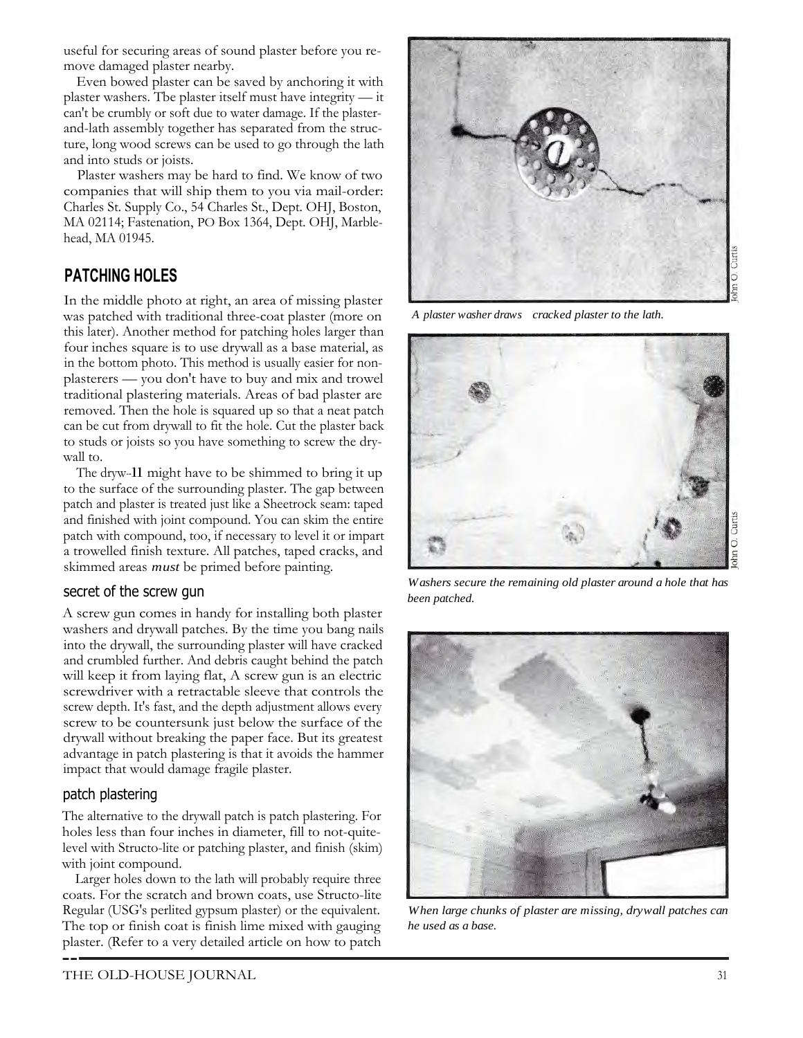useful for securing areas of sound plaster before you remove damaged plaster nearby.

Even bowed plaster can be saved by anchoring it with plaster washers. Tbe plaster itself must have integrity — it can't be crumbly or soft due to water damage. If the plaster-and-lath assembly together has separated from the structure, long wood screws can be used to go through the lath and into studs or joists.

Plaster washers may be hard to find. We know of two companies that will ship them to you via mail-order: Charles St. Supply Co., 54 Charles St., Dept. OHJ, Boston, MA 02114; Fastenation, PO Box 1364, Dept. OHJ, Marblehead, MA 01945.

## PATCHING HOLES

In the middle photo at right, an area of missing plaster was patched with traditional three-coat plaster (more on this later). Another method for patching holes larger than four inches square is to use drywall as a base material, as in the bottom photo. This method is usually easier for non-plasterers — you don't have to buy and mix and trowel traditional plastering materials. Areas of bad plaster are removed. Then the hole is squared up so that a neat patch can be cut from drywall to fit the hole. Cut the plaster back to studs or joists so you have something to screw the drywall to.

The dryw-**ll** might have to be shimmed to bring it up to the surface of the surrounding plaster. The gap between patch and plaster is treated just like a Sheetrock seam: taped and finished with joint compound. You can skim the entire patch with compound, too, if necessary to level it or impart a trowelled finish texture. All patches, taped cracks, and skimmed areas ***must*** be primed before painting.

### secret of the screw gun

A screw gun comes in handy for installing both plaster washers and drywall patches. By the time you bang nails into the drywall, the surrounding plaster will have cracked and crumbled further. And debris caught behind the patch will keep it from laying flat, A screw gun is an electric screwdriver with a retractable sleeve that controls the screw depth. It's fast, and the depth adjustment allows every screw to be countersunk just below the surface of the drywall without breaking the paper face. But its greatest advantage in patch plastering is that it avoids the hammer impact that would damage fragile plaster.

### patch plastering

The alternative to the drywall patch is patch plastering. For holes less than four inches in diameter, fill to not-quite-level with Structo-lite or patching plaster, and finish (skim) with joint compound.

Larger holes down to the lath will probably require three coats. For the scratch and brown coats, use Structo-lite Regular (USG's perlited gypsum plaster) or the equivalent. The top or finish coat is finish lime mixed with gauging plaster. (Refer to a very detailed article on how to patch

*A plaster washer draws cracked plaster to the lath.*

John O. Curtis

*Washers secure the remaining old plaster around a hole that has been patched.*

John O. Curtis

*When large chunks of plaster are missing, drywall patches can he used as a base.*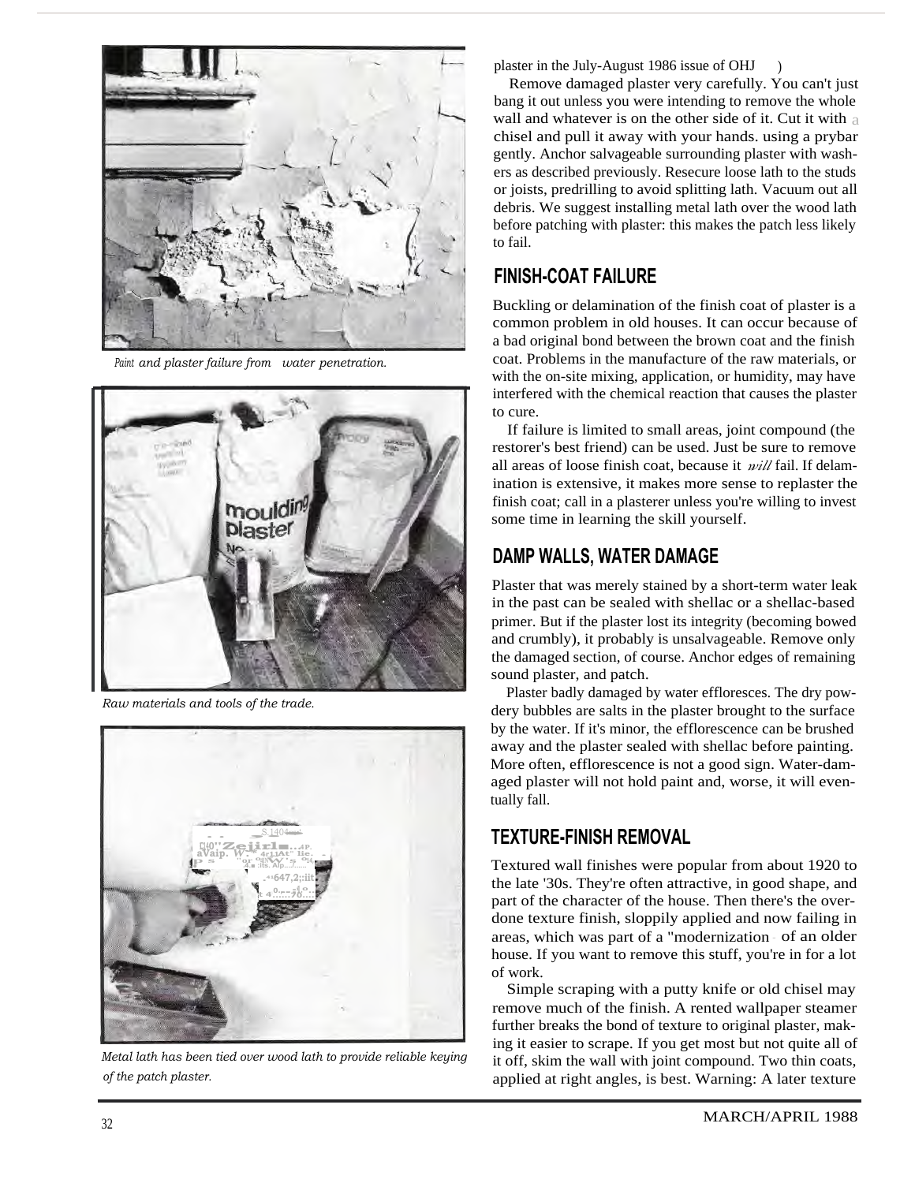*Paint and plaster failure from water penetration.*

*Raw materials and tools of the trade.*

*Metal lath has been tied over wood lath to provide reliable keying of the patch plaster.*

plaster in the July-August 1986 issue of OHJ )

Remove damaged plaster very carefully. You can't just bang it out unless you were intending to remove the whole wall and whatever is on the other side of it. Cut it with a chisel and pull it away with your hands. using a prybar gently. Anchor salvageable surrounding plaster with washers as described previously. Resecure loose lath to the studs or joists, predrilling to avoid splitting lath. Vacuum out all debris. We suggest installing metal lath over the wood lath before patching with plaster: this makes the patch less likely to fail.

## FINISH-COAT FAILURE

Buckling or delamination of the finish coat of plaster is a common problem in old houses. It can occur because of a bad original bond between the brown coat and the finish coat. Problems in the manufacture of the raw materials, or with the on-site mixing, application, or humidity, may have interfered with the chemical reaction that causes the plaster to cure.

If failure is limited to small areas, joint compound (the restorer's best friend) can be used. Just be sure to remove all areas of loose finish coat, because it *will* fail. If delamination is extensive, it makes more sense to replaster the finish coat; call in a plasterer unless you're willing to invest some time in learning the skill yourself.

## DAMP WALLS, WATER DAMAGE

Plaster that was merely stained by a short-term water leak in the past can be sealed with shellac or a shellac-based primer. But if the plaster lost its integrity (becoming bowed and crumbly), it probably is unsalvageable. Remove only the damaged section, of course. Anchor edges of remaining sound plaster, and patch.

Plaster badly damaged by water effloresces. The dry powdery bubbles are salts in the plaster brought to the surface by the water. If it's minor, the efflorescence can be brushed away and the plaster sealed with shellac before painting. More often, efflorescence is not a good sign. Water-damaged plaster will not hold paint and, worse, it will eventually fall.

## TEXTURE-FINISH REMOVAL

Textured wall finishes were popular from about 1920 to the late '30s. They're often attractive, in good shape, and part of the character of the house. Then there's the overdone texture finish, sloppily applied and now failing in areas, which was part of a "modernization" of an older house. If you want to remove this stuff, you're in for a lot of work.

Simple scraping with a putty knife or old chisel may remove much of the finish. A rented wallpaper steamer further breaks the bond of texture to original plaster, making it easier to scrape. If you get most but not quite all of it off, skim the wall with joint compound. Two thin coats, applied at right angles, is best. Warning: A later texture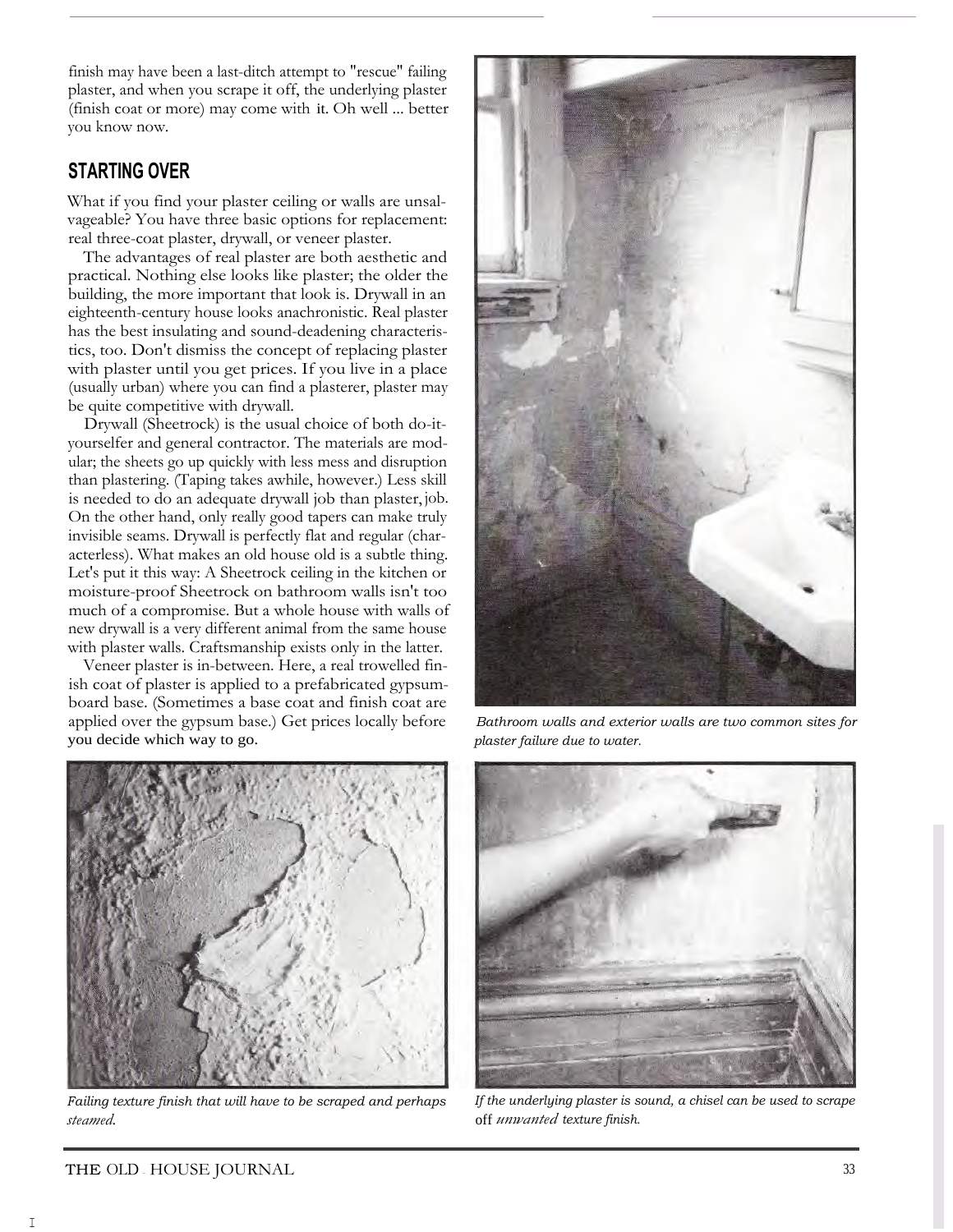finish may have been a last-ditch attempt to "rescue" failing plaster, and when you scrape it off, the underlying plaster (finish coat or more) may come with it. Oh well ... better you know now.

## STARTING OVER

What if you find your plaster ceiling or walls are unsalvageable? You have three basic options for replacement: real three-coat plaster, drywall, or veneer plaster.

The advantages of real plaster are both aesthetic and practical. Nothing else looks like plaster; the older the building, the more important that look is. Drywall in an eighteenth-century house looks anachronistic. Real plaster has the best insulating and sound-deadening characteristics, too. Don't dismiss the concept of replacing plaster with plaster until you get prices. If you live in a place (usually urban) where you can find a plasterer, plaster may be quite competitive with drywall.

Drywall (Sheetrock) is the usual choice of both do-it-yourselfer and general contractor. The materials are modular; the sheets go up quickly with less mess and disruption than plastering. (Taping takes awhile, however.) Less skill is needed to do an adequate drywall job than plaster job. On the other hand, only really good tapers can make truly invisible seams. Drywall is perfectly flat and regular (characterless). What makes an old house old is a subtle thing. Let's put it this way: A Sheetrock ceiling in the kitchen or moisture-proof Sheetrock on bathroom walls isn't too much of a compromise. But a whole house with walls of new drywall is a very different animal from the same house with plaster walls. Craftsmanship exists only in the latter.

Veneer plaster is in-between. Here, a real trowelled finish coat of plaster is applied to a prefabricated gypsum-board base. (Sometimes a base coat and finish coat are applied over the gypsum base.) Get prices locally before you decide which way to go.

*Bathroom walls and exterior walls are two common sites for plaster failure due to water.*

*Failing texture finish that will have to be scraped and perhaps steamed.*

*If the underlying plaster is sound, a chisel can be used to scrape off unwanted texture finish.*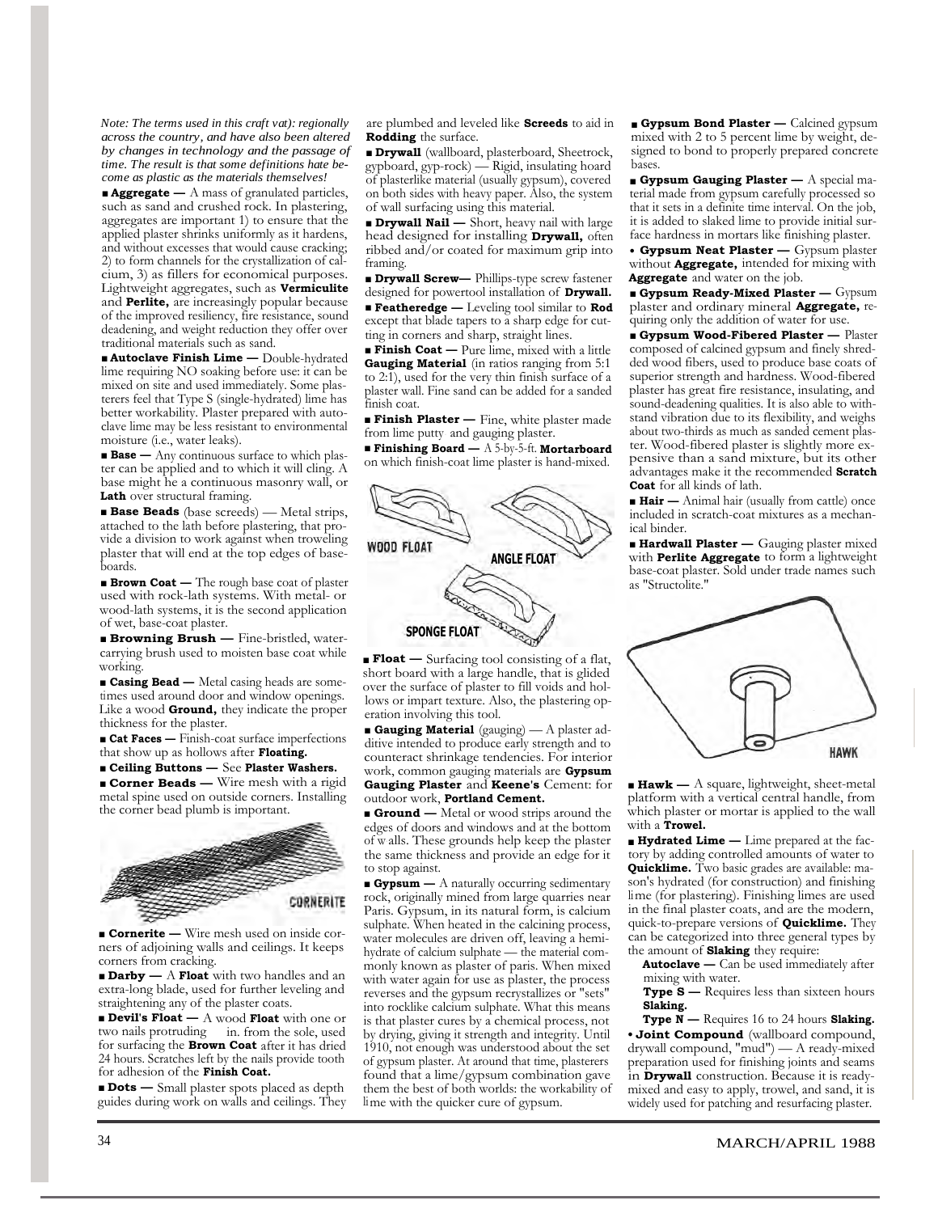*Note: The terms used in this craft vat): regionally across the country, and have also been altered by changes in technology and the passage of time. The result is that some definitions hate become as plastic as the materials themselves!*

■ **Aggregate —** A mass of granulated particles, such as sand and crushed rock. In plastering, aggregates are important 1) to ensure that the applied plaster shrinks uniformly as it hardens, and without excesses that would cause cracking; 2) to form channels for the crystallization of calcium, 3) as fillers for economical purposes. Lightweight aggregates, such as **Vermiculite** and **Perlite,** are increasingly popular because of the improved resiliency, fire resistance, sound deadening, and weight reduction they offer over traditional materials such as sand.

■ **Autoclave Finish Lime —** Double-hydrated lime requiring NO soaking before use: it can be mixed on site and used immediately. Some plasterers feel that Type S (single-hydrated) lime has better workability. Plaster prepared with autoclave lime may be less resistant to environmental moisture (i.e., water leaks).

■ **Base —** Any continuous surface to which plaster can be applied and to which it will cling. A base might he a continuous masonry wall, or **Lath** over structural framing.

■ **Base Beads** (base screeds) — Metal strips, attached to the lath before plastering, that provide a division to work against when troweling plaster that will end at the top edges of baseboards.

■ **Brown Coat —** The rough base coat of plaster used with rock-lath systems. With metal- or wood-lath systems, it is the second application of wet, base-coat plaster.

■ **Browning Brush —** Fine-bristled, water-carrying brush used to moisten base coat while working.

■ **Casing Bead —** Metal casing heads are sometimes used around door and window openings. Like a wood **Ground,** they indicate the proper thickness for the plaster.

■ **Cat Faces —** Finish-coat surface imperfections that show up as hollows after **Floating.**

■ **Ceiling Buttons —** See **Plaster Washers.**

■ **Corner Beads —** Wire mesh with a rigid metal spine used on outside corners. Installing the corner bead plumb is important.

CORNERITE

■ **Cornerite —** Wire mesh used on inside corners of adjoining walls and ceilings. It keeps corners from cracking.

■ **Darby —** A **Float** with two handles and an extra-long blade, used for further leveling and straightening any of the plaster coats.

■ **Devil's Float —** A wood **Float** with one or two nails protruding in. from the sole, used for surfacing the **Brown Coat** after it has dried 24 hours. Scratches left by the nails provide tooth for adhesion of the **Finish Coat.**

■ **Dots —** Small plaster spots placed as depth guides during work on walls and ceilings. They are plumbed and leveled like **Screeds** to aid in **Rodding** the surface.

■ **Drywall** (wallboard, plasterboard, Sheetrock, gypboard, gyp-rock) — Rigid, insulating hoard of plasterlike material (usually gypsum), covered on both sides with heavy paper. Also, the system of wall surfacing using this material.

■ **Drywall Nail —** Short, heavy nail with large head designed for installing **Drywall,** often ribbed and/or coated for maximum grip into framing.

■ **Drywall Screw—** Phillips-type screw fastener designed for powertool installation of **Drywall.**

■ **Featheredge —** Leveling tool similar to **Rod** except that blade tapers to a sharp edge for cutting in corners and sharp, straight lines.

■ **Finish Coat —** Pure lime, mixed with a little **Gauging Material** (in ratios ranging from 5:1 to 2:1), used for the very thin finish surface of a plaster wall. Fine sand can be added for a sanded finish coat.

■ **Finish Plaster —** Fine, white plaster made from lime putty and gauging plaster.

■ **Finishing Board —** A 5-by-5-ft. **Mortarboard** on which finish-coat lime plaster is hand-mixed.

WOOD FLOAT

ANGLE FLOAT

SPONGE FLOAT

■ **Float —** Surfacing tool consisting of a flat, short board with a large handle, that is glided over the surface of plaster to fill voids and hollows or impart texture. Also, the plastering operation involving this tool.

■ **Gauging Material** (gauging) — A plaster additive intended to produce early strength and to counteract shrinkage tendencies. For interior work, common gauging materials are **Gypsum Gauging Plaster** and **Keene's** Cement: for outdoor work, **Portland Cement.**

■ **Ground —** Metal or wood strips around the edges of doors and windows and at the bottom of w alls. These grounds help keep the plaster the same thickness and provide an edge for it to stop against.

■ **Gypsum —** A naturally occurring sedimentary rock, originally mined from large quarries near Paris. Gypsum, in its natural form, is calcium sulphate. When heated in the calcining process, water molecules are driven off, leaving a hemihydrate of calcium sulphate — the material commonly known as plaster of paris. When mixed with water again for use as plaster, the process reverses and the gypsum recrystallizes or "sets" into rocklike calcium sulphate. What this means is that plaster cures by a chemical process, not by drying, giving it strength and integrity. Until 1910, not enough was understood about the set of gypsum plaster. At around that time, plasterers found that a lime/gypsum combination gave them the best of both worlds: the workability of lime with the quicker cure of gypsum.

■ **Gypsum Bond Plaster —** Calcined gypsum mixed with 2 to 5 percent lime by weight, designed to bond to properly prepared concrete bases.

■ **Gypsum Gauging Plaster —** A special material made from gypsum carefully processed so that it sets in a definite time interval. On the job, it is added to slaked lime to provide initial surface hardness in mortars like finishing plaster.

• **Gypsum Neat Plaster —** Gypsum plaster without **Aggregate,** intended for mixing with **Aggregate** and water on the job.

■ **Gypsum Ready-Mixed Plaster —** Gypsum plaster and ordinary mineral **Aggregate,** requiring only the addition of water for use.

■ **Gypsum Wood-Fibered Plaster —** Plaster composed of calcined gypsum and finely shredded wood fibers, used to produce base coats of superior strength and hardness. Wood-fibered plaster has great fire resistance, insulating, and sound-deadening qualities. It is also able to withstand vibration due to its flexibility, and weighs about two-thirds as much as sanded cement plaster. Wood-fibered plaster is slightly more expensive than a sand mixture, but its other advantages make it the recommended **Scratch Coat** for all kinds of lath.

■ **Hair —** Animal hair (usually from cattle) once included in scratch-coat mixtures as a mechanical binder.

■ **Hardwall Plaster —** Gauging plaster mixed with **Perlite Aggregate** to form a lightweight base-coat plaster. Sold under trade names such as "Structolite."

HAWK

■ **Hawk —** A square, lightweight, sheet-metal platform with a vertical central handle, from which plaster or mortar is applied to the wall with a **Trowel.**

■ **Hydrated Lime —** Lime prepared at the factory by adding controlled amounts of water to **Quicklime.** Two basic grades are available: mason's hydrated (for construction) and finishing lime (for plastering). Finishing limes are used in the final plaster coats, and are the modern, quick-to-prepare versions of **Quicklime.** They can be categorized into three general types by the amount of **Slaking** they require:

**Autoclave —** Can be used immediately after mixing with water.

**Type S —** Requires less than sixteen hours **Slaking.**

**Type N —** Requires 16 to 24 hours **Slaking.**

• **Joint Compound** (wallboard compound, drywall compound, "mud") — A ready-mixed preparation used for finishing joints and seams in **Drywall** construction. Because it is ready-mixed and easy to apply, trowel, and sand, it is widely used for patching and resurfacing plaster.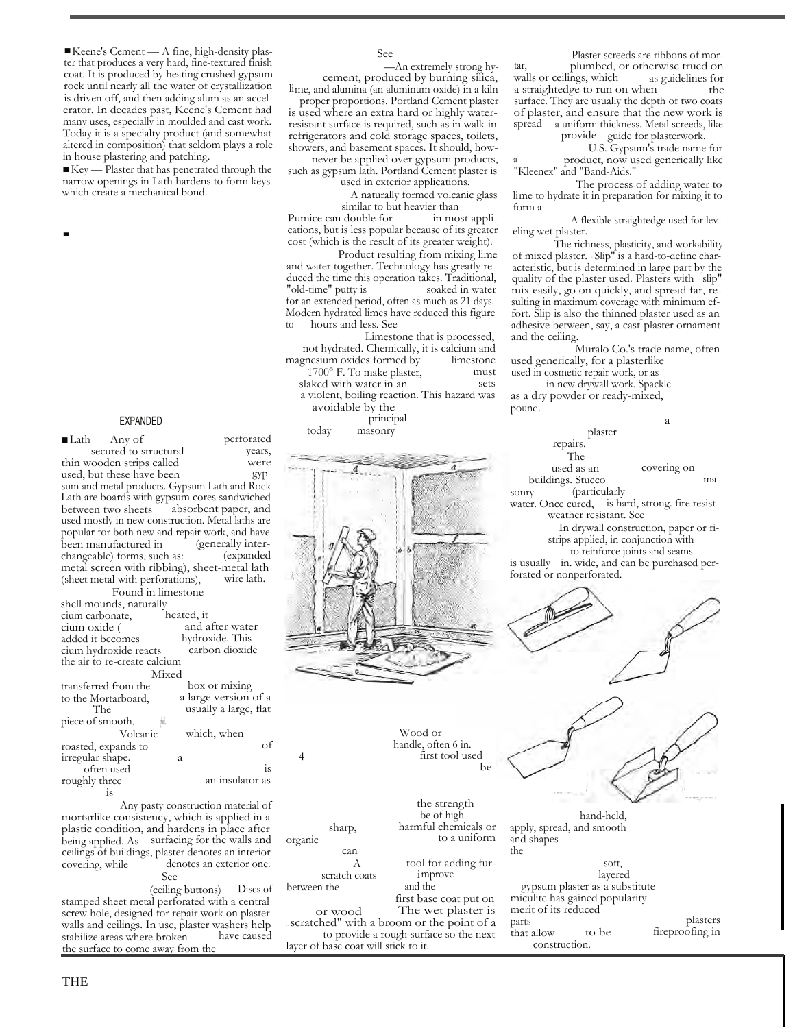■ Keene's Cement — A fine, high-density plaster that produces a very hard, fine-textured finish coat. It is produced by heating crushed gypsum rock until nearly all the water of crystallization is driven off, and then adding alum as an accelerator. In decades past, Keene's Cement had many uses, especially in moulded and cast work. Today it is a specialty product (and somewhat altered in composition) that seldom plays a role in house plastering and patching.

■ Key — Plaster that has penetrated through the narrow openings in Lath hardens to form keys which create a mechanical bond.

EXPANDED

■ Lath Any of perforated secured to structural years, thin wooden strips called were used, but these have been gypsum and metal products. Gypsum Lath and Rock Lath are boards with gypsum cores sandwiched between two sheets absorbent paper, and used mostly in new construction. Metal laths are popular for both new and repair work, and have been manufactured in (generally interchangeable) forms, such as: (expanded metal screen with ribbing), sheet-metal lath (sheet metal with perforations), wire lath.

Found in limestone shell mounds, naturally cium carbonate, heated, it cium oxide ( and after water added it becomes hydroxide. This cium hydroxide reacts carbon dioxide the air to re-create calcium

Mixed transferred from the box or mixing to the Mortarboard, a large version of a

The usually a large, flat piece of smooth,

Volcanic which, when roasted, expands to of irregular shape. a is often used roughly three an insulator as is

Any pasty construction material of mortarlike consistency, which is applied in a plastic condition, and hardens in place after being applied. As surfacing for the walls and ceilings of buildings, plaster denotes an interior covering, while denotes an exterior one.

See

(ceiling buttons) Discs of stamped sheet metal perforated with a central screw hole, designed for repair work on plaster walls and ceilings. In use, plaster washers help stabilize areas where broken have caused the surface to come away from the

See

—An extremely strong hy- cement, produced by burning silica, lime, and alumina (an aluminum oxide) in a kiln proper proportions. Portland Cement plaster is used where an extra hard or highly water-resistant surface is required, such as in walk-in refrigerators and cold storage spaces, toilets, showers, and basement spaces. It should, however, never be applied over gypsum products, such as gypsum lath. Portland Cement plaster is used in exterior applications.

A naturally formed volcanic glass similar to but heavier than Pumice can double for in most applications, but is less popular because of its greater cost (which is the result of its greater weight).

Product resulting from mixing lime and water together. Technology has greatly reduced the time this operation takes. Traditional, "old-time" putty is soaked in water for an extended period, often as much as 21 days. Modern hydrated limes have reduced this figure to hours and less. See

Limestone that is processed, not hydrated. Chemically, it is calcium and magnesium oxides formed by limestone 1700° F. To make plaster, must slaked with water in an sets a violent, boiling reaction. This hazard was avoidable by the principal today masonry

Wood or handle, often 6 in. 4 first tool used be-

the strength be of high sharp, harmful chemicals or organic to a uniform can

A tool for adding fur- scratch coats improve between the and the first base coat put on or wood The wet plaster is "scratched" with a broom or the point of a to provide a rough surface so the next layer of base coat will stick to it.

Plaster screeds are ribbons of mortar, plumbed, or otherwise trued on walls or ceilings, which as guidelines for a straightedge to run on when the surface. They are usually the depth of two coats of plaster, and ensure that the new work is spread a uniform thickness. Metal screeds, like provide guide for plasterwork.

U.S. Gypsum's trade name for a product, now used generically like "Kleenex" and "Band-Aids."

The process of adding water to lime to hydrate it in preparation for mixing it to form a

A flexible straightedge used for leveling wet plaster.

The richness, plasticity, and workability of mixed plaster. "Slip" is a hard-to-define characteristic, but is determined in large part by the quality of the plaster used. Plasters with "slip" mix easily, go on quickly, and spread far, resulting in maximum coverage with minimum effort. Slip is also the thinned plaster used as an adhesive between, say, a cast-plaster ornament and the ceiling.

Muralo Co.'s trade name, often used generically, for a plasterlike used in cosmetic repair work, or as in new drywall work. Spackle as a dry powder or ready-mixed, pound.

a plaster repairs.

The used as an covering on buildings. Stucco masonry (particularly water. Once cured, is hard, strong. fire resistant, weather resistant. See

In drywall construction, paper or fi- strips applied, in conjunction with to reinforce joints and seams. is usually in. wide, and can be purchased perforated or nonperforated.

hand-held, apply, spread, and smooth and shapes the

soft, layered gypsum plaster as a substitute miculite has gained popularity merit of its reduced parts plasters that allow to be fireproofing in construction.

THE